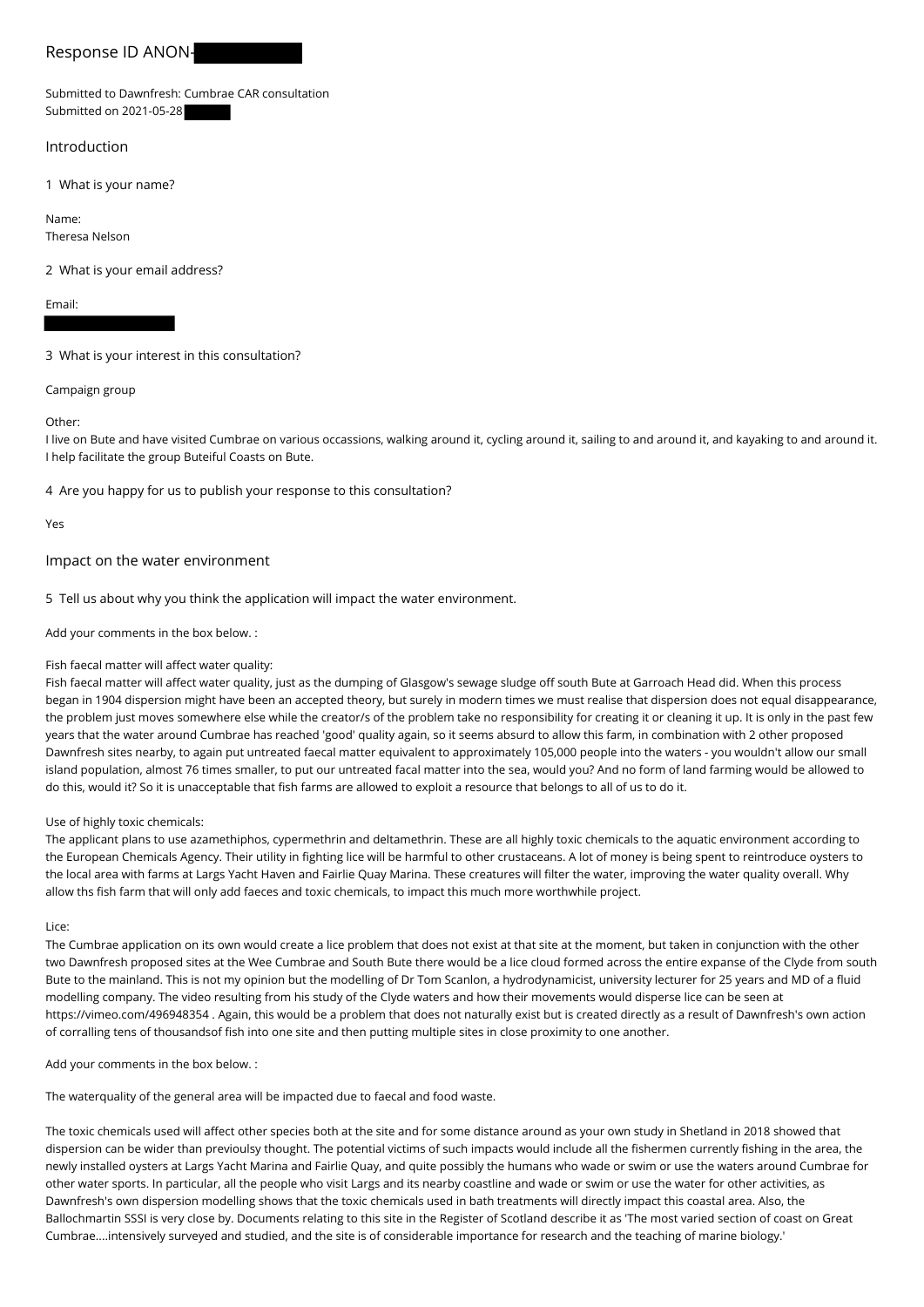# Response ID ANON-

Submitted to Dawnfresh: Cumbrae CAR consultation
Submitted on 2021-05-28

## Introduction

1 What is your name?

Name:
Theresa Nelson

2 What is your email address?

Email:

3 What is your interest in this consultation?

Campaign group

Other:
I live on Bute and have visited Cumbrae on various occassions, walking around it, cycling around it, sailing to and around it, and kayaking to and around it. I help facilitate the group Buteiful Coasts on Bute.

4 Are you happy for us to publish your response to this consultation?

Yes

## Impact on the water environment

5 Tell us about why you think the application will impact the water environment.

Add your comments in the box below. :

Fish faecal matter will affect water quality:
Fish faecal matter will affect water quality, just as the dumping of Glasgow's sewage sludge off south Bute at Garroach Head did. When this process began in 1904 dispersion might have been an accepted theory, but surely in modern times we must realise that dispersion does not equal disappearance, the problem just moves somewhere else while the creator/s of the problem take no responsibility for creating it or cleaning it up. It is only in the past few years that the water around Cumbrae has reached 'good' quality again, so it seems absurd to allow this farm, in combination with 2 other proposed Dawnfresh sites nearby, to again put untreated faecal matter equivalent to approximately 105,000 people into the waters - you wouldn't allow our small island population, almost 76 times smaller, to put our untreated facal matter into the sea, would you? And no form of land farming would be allowed to do this, would it? So it is unacceptable that fish farms are allowed to exploit a resource that belongs to all of us to do it.

Use of highly toxic chemicals:
The applicant plans to use azamethiphos, cypermethrin and deltamethrin. These are all highly toxic chemicals to the aquatic environment according to the European Chemicals Agency. Their utility in fighting lice will be harmful to other crustaceans. A lot of money is being spent to reintroduce oysters to the local area with farms at Largs Yacht Haven and Fairlie Quay Marina. These creatures will filter the water, improving the water quality overall. Why allow ths fish farm that will only add faeces and toxic chemicals, to impact this much more worthwhile project.

Lice:
The Cumbrae application on its own would create a lice problem that does not exist at that site at the moment, but taken in conjunction with the other two Dawnfresh proposed sites at the Wee Cumbrae and South Bute there would be a lice cloud formed across the entire expanse of the Clyde from south Bute to the mainland. This is not my opinion but the modelling of Dr Tom Scanlon, a hydrodynamicist, university lecturer for 25 years and MD of a fluid modelling company. The video resulting from his study of the Clyde waters and how their movements would disperse lice can be seen at https://vimeo.com/496948354 . Again, this would be a problem that does not naturally exist but is created directly as a result of Dawnfresh's own action of corralling tens of thousandsof fish into one site and then putting multiple sites in close proximity to one another.

Add your comments in the box below. :

The waterquality of the general area will be impacted due to faecal and food waste.

The toxic chemicals used will affect other species both at the site and for some distance around as your own study in Shetland in 2018 showed that dispersion can be wider than previoulsy thought. The potential victims of such impacts would include all the fishermen currently fishing in the area, the newly installed oysters at Largs Yacht Marina and Fairlie Quay, and quite possibly the humans who wade or swim or use the waters around Cumbrae for other water sports. In particular, all the people who visit Largs and its nearby coastline and wade or swim or use the water for other activities, as Dawnfresh's own dispersion modelling shows that the toxic chemicals used in bath treatments will directly impact this coastal area. Also, the Ballochmartin SSSI is very close by. Documents relating to this site in the Register of Scotland describe it as 'The most varied section of coast on Great Cumbrae....intensively surveyed and studied, and the site is of considerable importance for research and the teaching of marine biology.'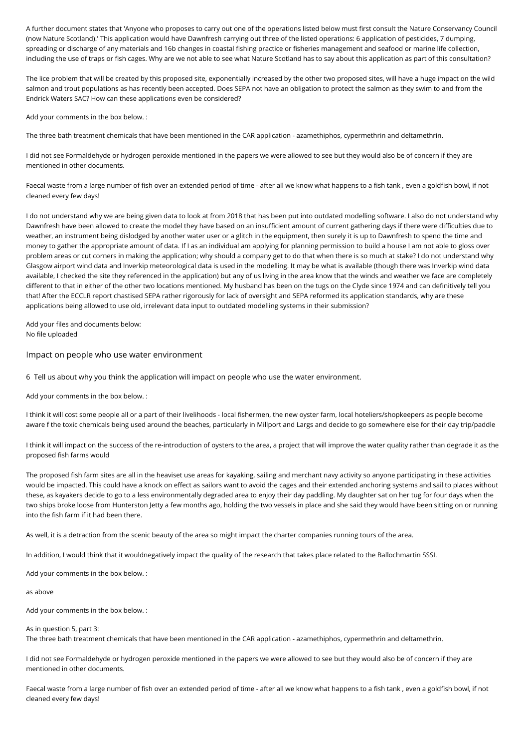A further document states that 'Anyone who proposes to carry out one of the operations listed below must first consult the Nature Conservancy Council (now Nature Scotland).' This application would have Dawnfresh carrying out three of the listed operations: 6 application of pesticides, 7 dumping, spreading or discharge of any materials and 16b changes in coastal fishing practice or fisheries management and seafood or marine life collection, including the use of traps or fish cages. Why are we not able to see what Nature Scotland has to say about this application as part of this consultation?

The lice problem that will be created by this proposed site, exponentially increased by the other two proposed sites, will have a huge impact on the wild salmon and trout populations as has recently been accepted. Does SEPA not have an obligation to protect the salmon as they swim to and from the Endrick Waters SAC? How can these applications even be considered?

Add your comments in the box below. :

The three bath treatment chemicals that have been mentioned in the CAR application - azamethiphos, cypermethrin and deltamethrin.

I did not see Formaldehyde or hydrogen peroxide mentioned in the papers we were allowed to see but they would also be of concern if they are mentioned in other documents.

Faecal waste from a large number of fish over an extended period of time - after all we know what happens to a fish tank , even a goldfish bowl, if not cleaned every few days!

I do not understand why we are being given data to look at from 2018 that has been put into outdated modelling software. I also do not understand why Dawnfresh have been allowed to create the model they have based on an insufficient amount of current gathering days if there were difficulties due to weather, an instrument being dislodged by another water user or a glitch in the equipment, then surely it is up to Dawnfresh to spend the time and money to gather the appropriate amount of data. If I as an individual am applying for planning permission to build a house I am not able to gloss over problem areas or cut corners in making the application; why should a company get to do that when there is so much at stake? I do not understand why Glasgow airport wind data and Inverkip meteorological data is used in the modelling. It may be what is available (though there was Inverkip wind data available, I checked the site they referenced in the application) but any of us living in the area know that the winds and weather we face are completely different to that in either of the other two locations mentioned. My husband has been on the tugs on the Clyde since 1974 and can definitively tell you that! After the ECCLR report chastised SEPA rather rigorously for lack of oversight and SEPA reformed its application standards, why are these applications being allowed to use old, irrelevant data input to outdated modelling systems in their submission?

Add your files and documents below:
No file uploaded

## Impact on people who use water environment

6 Tell us about why you think the application will impact on people who use the water environment.

Add your comments in the box below. :

I think it will cost some people all or a part of their livelihoods - local fishermen, the new oyster farm, local hoteliers/shopkeepers as people become aware f the toxic chemicals being used around the beaches, particularly in Millport and Largs and decide to go somewhere else for their day trip/paddle

I think it will impact on the success of the re-introduction of oysters to the area, a project that will improve the water quality rather than degrade it as the proposed fish farms would

The proposed fish farm sites are all in the heaviset use areas for kayaking, sailing and merchant navy activity so anyone participating in these activities would be impacted. This could have a knock on effect as sailors want to avoid the cages and their extended anchoring systems and sail to places without these, as kayakers decide to go to a less environmentally degraded area to enjoy their day paddling. My daughter sat on her tug for four days when the two ships broke loose from Hunterston Jetty a few months ago, holding the two vessels in place and she said they would have been sitting on or running into the fish farm if it had been there.

As well, it is a detraction from the scenic beauty of the area so might impact the charter companies running tours of the area.

In addition, I would think that it wouldnegatively impact the quality of the research that takes place related to the Ballochmartin SSSI.

Add your comments in the box below. :

as above

Add your comments in the box below. :

As in question 5, part 3:
The three bath treatment chemicals that have been mentioned in the CAR application - azamethiphos, cypermethrin and deltamethrin.

I did not see Formaldehyde or hydrogen peroxide mentioned in the papers we were allowed to see but they would also be of concern if they are mentioned in other documents.

Faecal waste from a large number of fish over an extended period of time - after all we know what happens to a fish tank , even a goldfish bowl, if not cleaned every few days!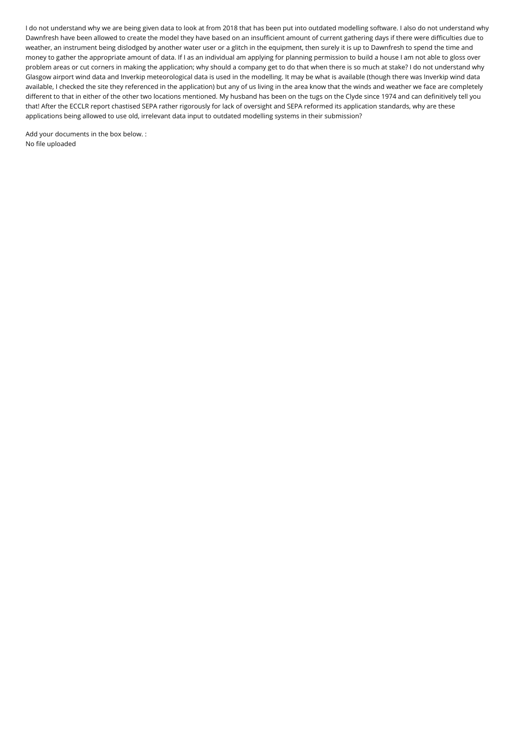I do not understand why we are being given data to look at from 2018 that has been put into outdated modelling software. I also do not understand why Dawnfresh have been allowed to create the model they have based on an insufficient amount of current gathering days if there were difficulties due to weather, an instrument being dislodged by another water user or a glitch in the equipment, then surely it is up to Dawnfresh to spend the time and money to gather the appropriate amount of data. If I as an individual am applying for planning permission to build a house I am not able to gloss over problem areas or cut corners in making the application; why should a company get to do that when there is so much at stake? I do not understand why Glasgow airport wind data and Inverkip meteorological data is used in the modelling. It may be what is available (though there was Inverkip wind data available, I checked the site they referenced in the application) but any of us living in the area know that the winds and weather we face are completely different to that in either of the other two locations mentioned. My husband has been on the tugs on the Clyde since 1974 and can definitively tell you that! After the ECCLR report chastised SEPA rather rigorously for lack of oversight and SEPA reformed its application standards, why are these applications being allowed to use old, irrelevant data input to outdated modelling systems in their submission?

Add your documents in the box below. :
No file uploaded